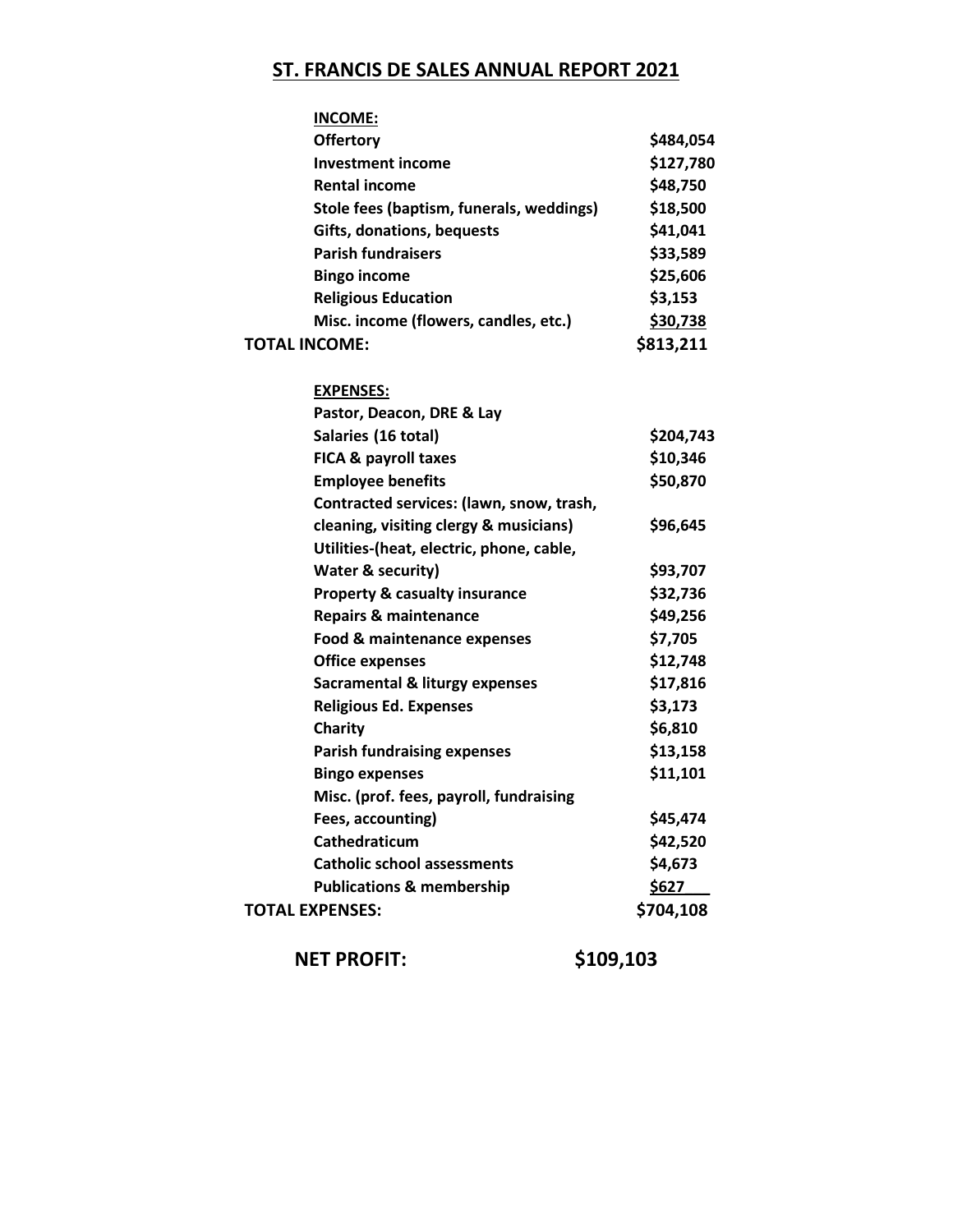# ST. FRANCIS DE SALES ANNUAL REPORT 2021

| **INCOME:** | |
|---|---|
| **Offertory** | **$484,054** |
| **Investment income** | **$127,780** |
| **Rental income** | **$48,750** |
| **Stole fees (baptism, funerals, weddings)** | **$18,500** |
| **Gifts, donations, bequests** | **$41,041** |
| **Parish fundraisers** | **$33,589** |
| **Bingo income** | **$25,606** |
| **Religious Education** | **$3,153** |
| **Misc. income (flowers, candles, etc.)** | **$30,738** |
| **TOTAL INCOME:** | **$813,211** |

| **EXPENSES:** | |
|---|---|
| **Pastor, Deacon, DRE & Lay Salaries (16 total)** | **$204,743** |
| **FICA & payroll taxes** | **$10,346** |
| **Employee benefits** | **$50,870** |
| **Contracted services: (lawn, snow, trash, cleaning, visiting clergy & musicians)** | **$96,645** |
| **Utilities-(heat, electric, phone, cable, Water & security)** | **$93,707** |
| **Property & casualty insurance** | **$32,736** |
| **Repairs & maintenance** | **$49,256** |
| **Food & maintenance expenses** | **$7,705** |
| **Office expenses** | **$12,748** |
| **Sacramental & liturgy expenses** | **$17,816** |
| **Religious Ed. Expenses** | **$3,173** |
| **Charity** | **$6,810** |
| **Parish fundraising expenses** | **$13,158** |
| **Bingo expenses** | **$11,101** |
| **Misc. (prof. fees, payroll, fundraising Fees, accounting)** | **$45,474** |
| **Cathedraticum** | **$42,520** |
| **Catholic school assessments** | **$4,673** |
| **Publications & membership** | **$627** |
| **TOTAL EXPENSES:** | **$704,108** |

**NET PROFIT: $109,103**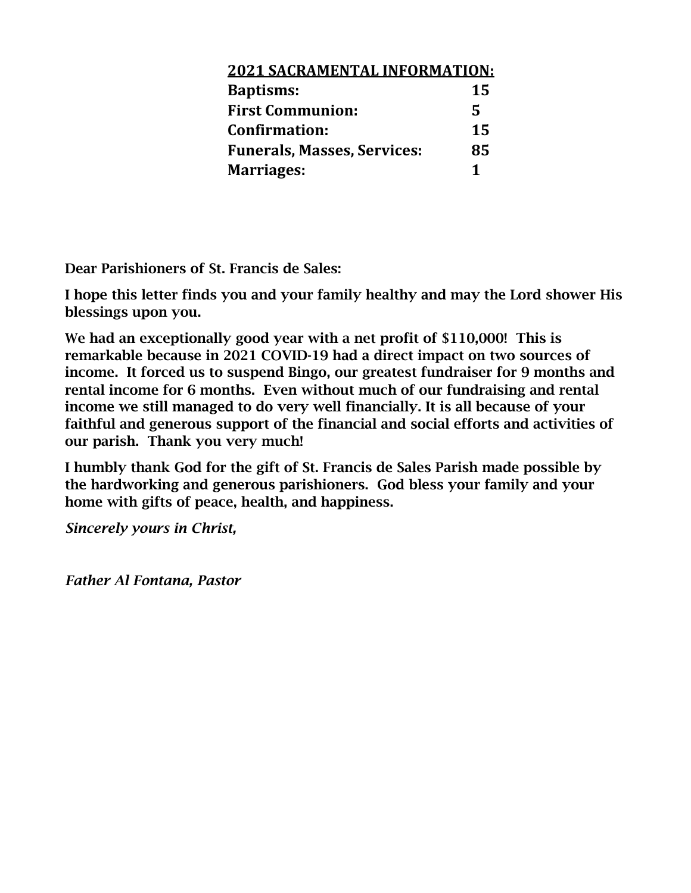**2021 SACRAMENTAL INFORMATION:**

| | |
|---|---|
| **Baptisms:** | **15** |
| **First Communion:** | **5** |
| **Confirmation:** | **15** |
| **Funerals, Masses, Services:** | **85** |
| **Marriages:** | **1** |

Dear Parishioners of St. Francis de Sales:

I hope this letter finds you and your family healthy and may the Lord shower His blessings upon you.

We had an exceptionally good year with a net profit of $110,000! This is remarkable because in 2021 COVID-19 had a direct impact on two sources of income. It forced us to suspend Bingo, our greatest fundraiser for 9 months and rental income for 6 months. Even without much of our fundraising and rental income we still managed to do very well financially. It is all because of your faithful and generous support of the financial and social efforts and activities of our parish. Thank you very much!

I humbly thank God for the gift of St. Francis de Sales Parish made possible by the hardworking and generous parishioners. God bless your family and your home with gifts of peace, health, and happiness.

*Sincerely yours in Christ,*

*Father Al Fontana, Pastor*